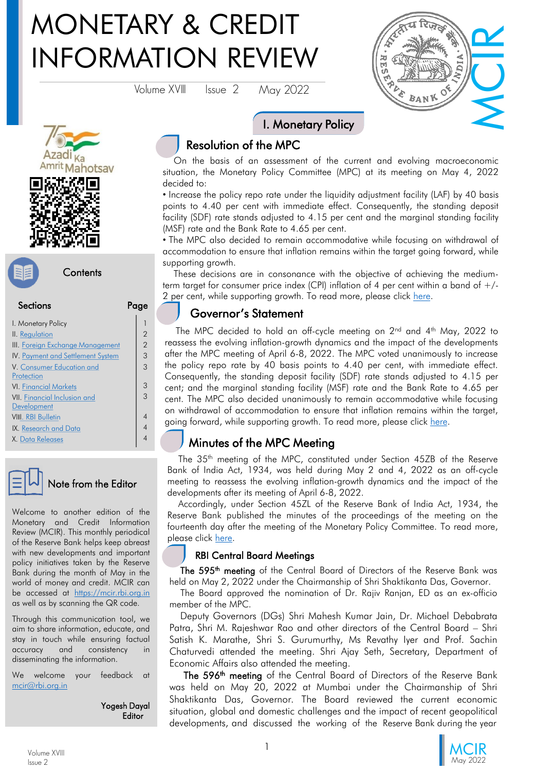# MONETARY & CREDIT INFORMATION REVIEW

Volume XVIII Issue 2 May 2022

## Contents

| Sections | Page |
| --- | --- |
| I. Monetary Policy | 1 |
| II. Regulation | 2 |
| III. Foreign Exchange Management | 2 |
| IV. Payment and Settlement System | 3 |
| V. Consumer Education and Protection | 3 |
| VI. Financial Markets | 3 |
| VII. Financial Inclusion and Development | 3 |
| VIII. RBI Bulletin | 4 |
| IX. Research and Data | 4 |
| X. Data Releases | 4 |

## Note from the Editor

Welcome to another edition of the Monetary and Credit Information Review (MCIR). This monthly periodical of the Reserve Bank helps keep abreast with new developments and important policy initiatives taken by the Reserve Bank during the month of May in the world of money and credit. MCIR can be accessed at https://mcir.rbi.org.in as well as by scanning the QR code.

Through this communication tool, we aim to share information, educate, and stay in touch while ensuring factual accuracy and consistency in disseminating the information.

We welcome your feedback at mcir@rbi.org.in

**Yogesh Dayal**
**Editor**

# I. Monetary Policy

## Resolution of the MPC

On the basis of an assessment of the current and evolving macroeconomic situation, the Monetary Policy Committee (MPC) at its meeting on May 4, 2022 decided to:

- Increase the policy repo rate under the liquidity adjustment facility (LAF) by 40 basis points to 4.40 per cent with immediate effect. Consequently, the standing deposit facility (SDF) rate stands adjusted to 4.15 per cent and the marginal standing facility (MSF) rate and the Bank Rate to 4.65 per cent.
- The MPC also decided to remain accommodative while focusing on withdrawal of accommodation to ensure that inflation remains within the target going forward, while supporting growth.

These decisions are in consonance with the objective of achieving the medium-term target for consumer price index (CPI) inflation of 4 per cent within a band of +/- 2 per cent, while supporting growth. To read more, please click here.

## Governor's Statement

The MPC decided to hold an off-cycle meeting on 2nd and 4th May, 2022 to reassess the evolving inflation-growth dynamics and the impact of the developments after the MPC meeting of April 6-8, 2022. The MPC voted unanimously to increase the policy repo rate by 40 basis points to 4.40 per cent, with immediate effect. Consequently, the standing deposit facility (SDF) rate stands adjusted to 4.15 per cent; and the marginal standing facility (MSF) rate and the Bank Rate to 4.65 per cent. The MPC also decided unanimously to remain accommodative while focusing on withdrawal of accommodation to ensure that inflation remains within the target, going forward, while supporting growth. To read more, please click here.

## Minutes of the MPC Meeting

The 35th meeting of the MPC, constituted under Section 45ZB of the Reserve Bank of India Act, 1934, was held during May 2 and 4, 2022 as an off-cycle meeting to reassess the evolving inflation-growth dynamics and the impact of the developments after its meeting of April 6-8, 2022.

Accordingly, under Section 45ZL of the Reserve Bank of India Act, 1934, the Reserve Bank published the minutes of the proceedings of the meeting on the fourteenth day after the meeting of the Monetary Policy Committee. To read more, please click here.

## RBI Central Board Meetings

**The 595th meeting** of the Central Board of Directors of the Reserve Bank was held on May 2, 2022 under the Chairmanship of Shri Shaktikanta Das, Governor.

The Board approved the nomination of Dr. Rajiv Ranjan, ED as an ex-officio member of the MPC.

Deputy Governors (DGs) Shri Mahesh Kumar Jain, Dr. Michael Debabrata Patra, Shri M. Rajeshwar Rao and other directors of the Central Board – Shri Satish K. Marathe, Shri S. Gurumurthy, Ms Revathy Iyer and Prof. Sachin Chaturvedi attended the meeting. Shri Ajay Seth, Secretary, Department of Economic Affairs also attended the meeting.

**The 596th meeting** of the Central Board of Directors of the Reserve Bank was held on May 20, 2022 at Mumbai under the Chairmanship of Shri Shaktikanta Das, Governor. The Board reviewed the current economic situation, global and domestic challenges and the impact of recent geopolitical developments, and discussed the working of the Reserve Bank during the year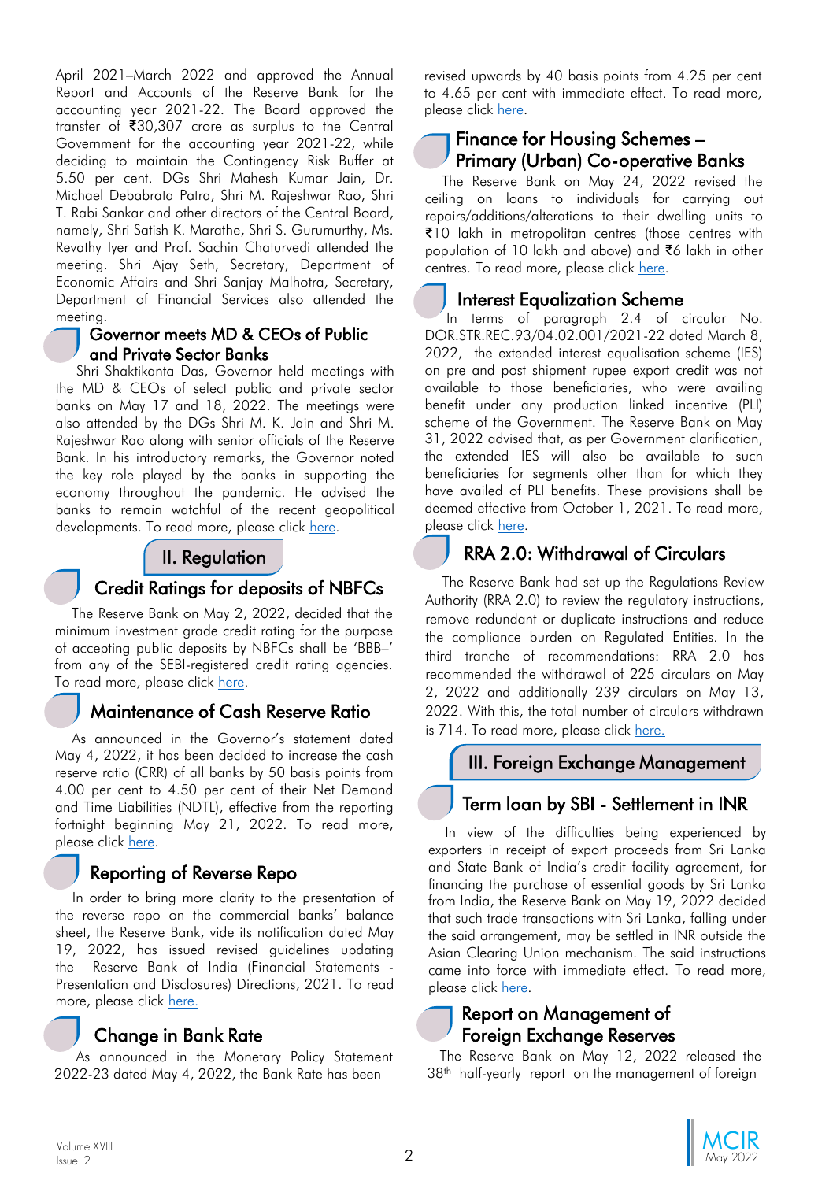April 2021–March 2022 and approved the Annual Report and Accounts of the Reserve Bank for the accounting year 2021-22. The Board approved the transfer of ₹30,307 crore as surplus to the Central Government for the accounting year 2021-22, while deciding to maintain the Contingency Risk Buffer at 5.50 per cent. DGs Shri Mahesh Kumar Jain, Dr. Michael Debabrata Patra, Shri M. Rajeshwar Rao, Shri T. Rabi Sankar and other directors of the Central Board, namely, Shri Satish K. Marathe, Shri S. Gurumurthy, Ms. Revathy Iyer and Prof. Sachin Chaturvedi attended the meeting. Shri Ajay Seth, Secretary, Department of Economic Affairs and Shri Sanjay Malhotra, Secretary, Department of Financial Services also attended the meeting.

### Governor meets MD & CEOs of Public and Private Sector Banks

Shri Shaktikanta Das, Governor held meetings with the MD & CEOs of select public and private sector banks on May 17 and 18, 2022. The meetings were also attended by the DGs Shri M. K. Jain and Shri M. Rajeshwar Rao along with senior officials of the Reserve Bank. In his introductory remarks, the Governor noted the key role played by the banks in supporting the economy throughout the pandemic. He advised the banks to remain watchful of the recent geopolitical developments. To read more, please click here.

## II. Regulation

### Credit Ratings for deposits of NBFCs

The Reserve Bank on May 2, 2022, decided that the minimum investment grade credit rating for the purpose of accepting public deposits by NBFCs shall be 'BBB–' from any of the SEBI-registered credit rating agencies. To read more, please click here.

### Maintenance of Cash Reserve Ratio

As announced in the Governor's statement dated May 4, 2022, it has been decided to increase the cash reserve ratio (CRR) of all banks by 50 basis points from 4.00 per cent to 4.50 per cent of their Net Demand and Time Liabilities (NDTL), effective from the reporting fortnight beginning May 21, 2022. To read more, please click here.

### Reporting of Reverse Repo

In order to bring more clarity to the presentation of the reverse repo on the commercial banks' balance sheet, the Reserve Bank, vide its notification dated May 19, 2022, has issued revised guidelines updating the Reserve Bank of India (Financial Statements - Presentation and Disclosures) Directions, 2021. To read more, please click here.

### Change in Bank Rate

As announced in the Monetary Policy Statement 2022-23 dated May 4, 2022, the Bank Rate has been revised upwards by 40 basis points from 4.25 per cent to 4.65 per cent with immediate effect. To read more, please click here.

### Finance for Housing Schemes – Primary (Urban) Co-operative Banks

The Reserve Bank on May 24, 2022 revised the ceiling on loans to individuals for carrying out repairs/additions/alterations to their dwelling units to ₹10 lakh in metropolitan centres (those centres with population of 10 lakh and above) and ₹6 lakh in other centres. To read more, please click here.

### Interest Equalization Scheme

In terms of paragraph 2.4 of circular No. DOR.STR.REC.93/04.02.001/2021-22 dated March 8, 2022, the extended interest equalisation scheme (IES) on pre and post shipment rupee export credit was not available to those beneficiaries, who were availing benefit under any production linked incentive (PLI) scheme of the Government. The Reserve Bank on May 31, 2022 advised that, as per Government clarification, the extended IES will also be available to such beneficiaries for segments other than for which they have availed of PLI benefits. These provisions shall be deemed effective from October 1, 2021. To read more, please click here.

### RRA 2.0: Withdrawal of Circulars

The Reserve Bank had set up the Regulations Review Authority (RRA 2.0) to review the regulatory instructions, remove redundant or duplicate instructions and reduce the compliance burden on Regulated Entities. In the third tranche of recommendations: RRA 2.0 has recommended the withdrawal of 225 circulars on May 2, 2022 and additionally 239 circulars on May 13, 2022. With this, the total number of circulars withdrawn is 714. To read more, please click here.

## III. Foreign Exchange Management

### Term loan by SBI - Settlement in INR

In view of the difficulties being experienced by exporters in receipt of export proceeds from Sri Lanka and State Bank of India's credit facility agreement, for financing the purchase of essential goods by Sri Lanka from India, the Reserve Bank on May 19, 2022 decided that such trade transactions with Sri Lanka, falling under the said arrangement, may be settled in INR outside the Asian Clearing Union mechanism. The said instructions came into force with immediate effect. To read more, please click here.

### Report on Management of Foreign Exchange Reserves

The Reserve Bank on May 12, 2022 released the 38th half-yearly report on the management of foreign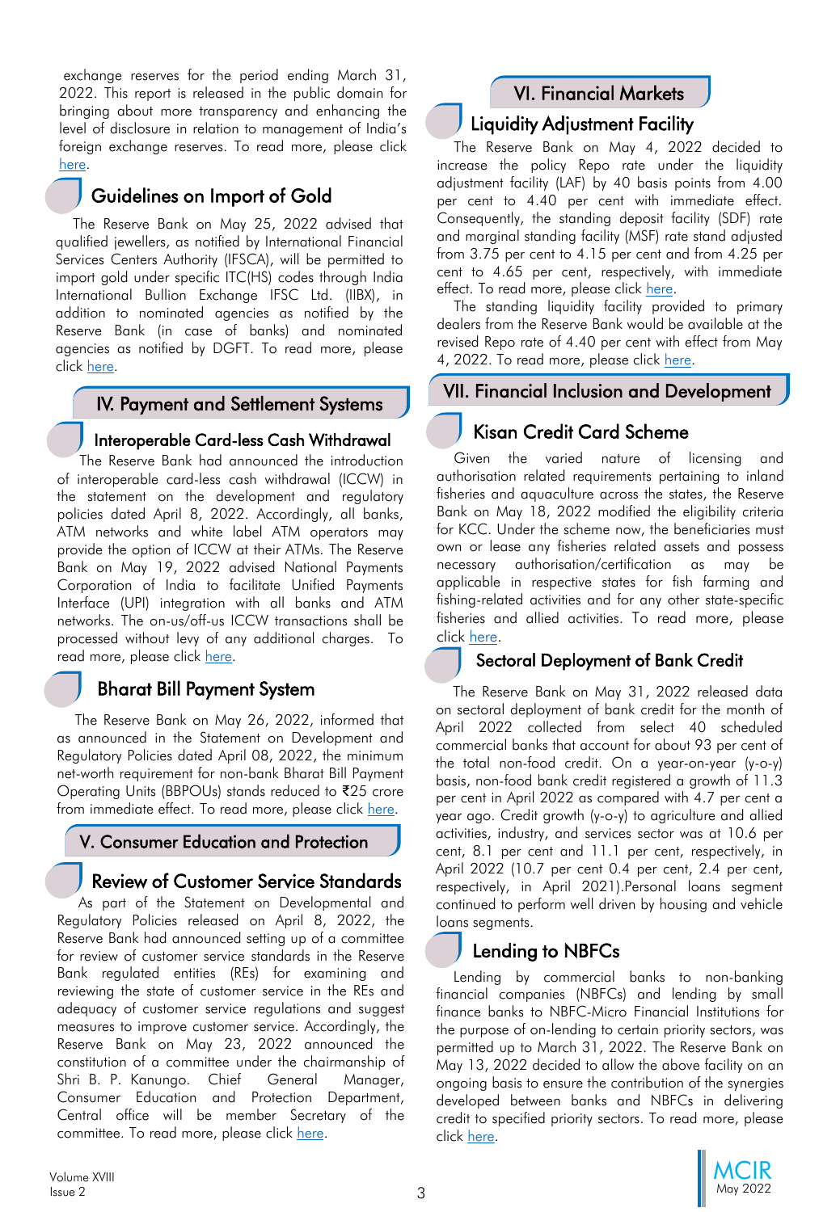exchange reserves for the period ending March 31, 2022. This report is released in the public domain for bringing about more transparency and enhancing the level of disclosure in relation to management of India's foreign exchange reserves. To read more, please click here.

### Guidelines on Import of Gold

The Reserve Bank on May 25, 2022 advised that qualified jewellers, as notified by International Financial Services Centers Authority (IFSCA), will be permitted to import gold under specific ITC(HS) codes through India International Bullion Exchange IFSC Ltd. (IIBX), in addition to nominated agencies as notified by the Reserve Bank (in case of banks) and nominated agencies as notified by DGFT. To read more, please click here.

## IV. Payment and Settlement Systems

### Interoperable Card-less Cash Withdrawal

The Reserve Bank had announced the introduction of interoperable card-less cash withdrawal (ICCW) in the statement on the development and regulatory policies dated April 8, 2022. Accordingly, all banks, ATM networks and white label ATM operators may provide the option of ICCW at their ATMs. The Reserve Bank on May 19, 2022 advised National Payments Corporation of India to facilitate Unified Payments Interface (UPI) integration with all banks and ATM networks. The on-us/off-us ICCW transactions shall be processed without levy of any additional charges. To read more, please click here.

### Bharat Bill Payment System

The Reserve Bank on May 26, 2022, informed that as announced in the Statement on Development and Regulatory Policies dated April 08, 2022, the minimum net-worth requirement for non-bank Bharat Bill Payment Operating Units (BBPOUs) stands reduced to ₹25 crore from immediate effect. To read more, please click here.

## V. Consumer Education and Protection

### Review of Customer Service Standards

As part of the Statement on Developmental and Regulatory Policies released on April 8, 2022, the Reserve Bank had announced setting up of a committee for review of customer service standards in the Reserve Bank regulated entities (REs) for examining and reviewing the state of customer service in the REs and adequacy of customer service regulations and suggest measures to improve customer service. Accordingly, the Reserve Bank on May 23, 2022 announced the constitution of a committee under the chairmanship of Shri B. P. Kanungo. Chief General Manager, Consumer Education and Protection Department, Central office will be member Secretary of the committee. To read more, please click here.

## VI. Financial Markets

### Liquidity Adjustment Facility

The Reserve Bank on May 4, 2022 decided to increase the policy Repo rate under the liquidity adjustment facility (LAF) by 40 basis points from 4.00 per cent to 4.40 per cent with immediate effect. Consequently, the standing deposit facility (SDF) rate and marginal standing facility (MSF) rate stand adjusted from 3.75 per cent to 4.15 per cent and from 4.25 per cent to 4.65 per cent, respectively, with immediate effect. To read more, please click here.

The standing liquidity facility provided to primary dealers from the Reserve Bank would be available at the revised Repo rate of 4.40 per cent with effect from May 4, 2022. To read more, please click here.

## VII. Financial Inclusion and Development

### Kisan Credit Card Scheme

Given the varied nature of licensing and authorisation related requirements pertaining to inland fisheries and aquaculture across the states, the Reserve Bank on May 18, 2022 modified the eligibility criteria for KCC. Under the scheme now, the beneficiaries must own or lease any fisheries related assets and possess necessary authorisation/certification as may be applicable in respective states for fish farming and fishing-related activities and for any other state-specific fisheries and allied activities. To read more, please click here.

### Sectoral Deployment of Bank Credit

The Reserve Bank on May 31, 2022 released data on sectoral deployment of bank credit for the month of April 2022 collected from select 40 scheduled commercial banks that account for about 93 per cent of the total non-food credit. On a year-on-year (y-o-y) basis, non-food bank credit registered a growth of 11.3 per cent in April 2022 as compared with 4.7 per cent a year ago. Credit growth (y-o-y) to agriculture and allied activities, industry, and services sector was at 10.6 per cent, 8.1 per cent and 11.1 per cent, respectively, in April 2022 (10.7 per cent 0.4 per cent, 2.4 per cent, respectively, in April 2021).Personal loans segment continued to perform well driven by housing and vehicle loans segments.

### Lending to NBFCs

Lending by commercial banks to non-banking financial companies (NBFCs) and lending by small finance banks to NBFC-Micro Financial Institutions for the purpose of on-lending to certain priority sectors, was permitted up to March 31, 2022. The Reserve Bank on May 13, 2022 decided to allow the above facility on an ongoing basis to ensure the contribution of the synergies developed between banks and NBFCs in delivering credit to specified priority sectors. To read more, please click here.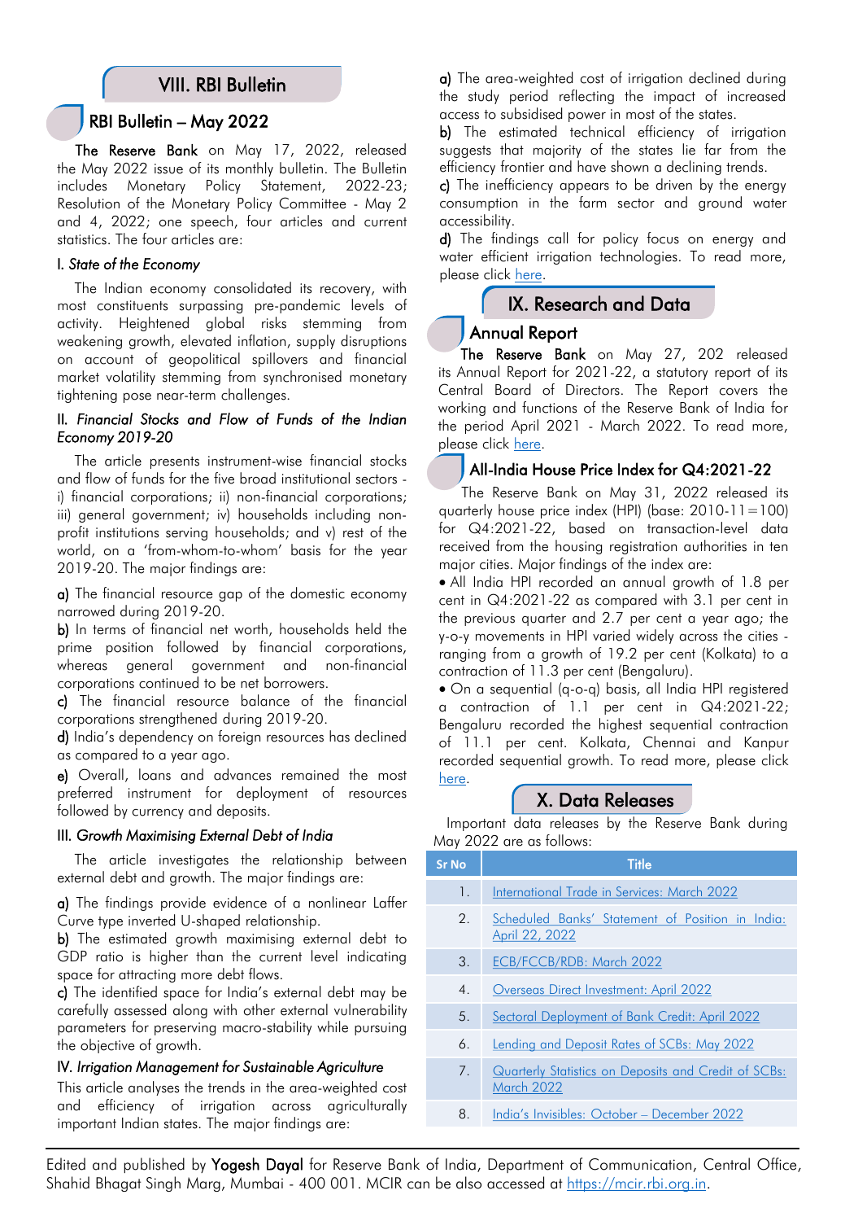## VIII. RBI Bulletin

### RBI Bulletin – May 2022

**The Reserve Bank** on May 17, 2022, released the May 2022 issue of its monthly bulletin. The Bulletin includes Monetary Policy Statement, 2022-23; Resolution of the Monetary Policy Committee - May 2 and 4, 2022; one speech, four articles and current statistics. The four articles are:

#### I. *State of the Economy*

The Indian economy consolidated its recovery, with most constituents surpassing pre-pandemic levels of activity. Heightened global risks stemming from weakening growth, elevated inflation, supply disruptions on account of geopolitical spillovers and financial market volatility stemming from synchronised monetary tightening pose near-term challenges.

#### II. *Financial Stocks and Flow of Funds of the Indian Economy 2019-20*

The article presents instrument-wise financial stocks and flow of funds for the five broad institutional sectors - i) financial corporations; ii) non-financial corporations; iii) general government; iv) households including non-profit institutions serving households; and v) rest of the world, on a 'from-whom-to-whom' basis for the year 2019-20. The major findings are:

**a)** The financial resource gap of the domestic economy narrowed during 2019-20.

**b)** In terms of financial net worth, households held the prime position followed by financial corporations, whereas general government and non-financial corporations continued to be net borrowers.

**c)** The financial resource balance of the financial corporations strengthened during 2019-20.

**d)** India's dependency on foreign resources has declined as compared to a year ago.

**e)** Overall, loans and advances remained the most preferred instrument for deployment of resources followed by currency and deposits.

#### III. *Growth Maximising External Debt of India*

The article investigates the relationship between external debt and growth. The major findings are:

**a)** The findings provide evidence of a nonlinear Laffer Curve type inverted U-shaped relationship.

**b)** The estimated growth maximising external debt to GDP ratio is higher than the current level indicating space for attracting more debt flows.

**c)** The identified space for India's external debt may be carefully assessed along with other external vulnerability parameters for preserving macro-stability while pursuing the objective of growth.

#### IV. *Irrigation Management for Sustainable Agriculture*

This article analyses the trends in the area-weighted cost and efficiency of irrigation across agriculturally important Indian states. The major findings are:

**a)** The area-weighted cost of irrigation declined during the study period reflecting the impact of increased access to subsidised power in most of the states.

**b)** The estimated technical efficiency of irrigation suggests that majority of the states lie far from the efficiency frontier and have shown a declining trends.

**c)** The inefficiency appears to be driven by the energy consumption in the farm sector and ground water accessibility.

**d)** The findings call for policy focus on energy and water efficient irrigation technologies. To read more, please click here.

## IX. Research and Data

### Annual Report

**The Reserve Bank** on May 27, 202 released its Annual Report for 2021-22, a statutory report of its Central Board of Directors. The Report covers the working and functions of the Reserve Bank of India for the period April 2021 - March 2022. To read more, please click here.

### All-India House Price Index for Q4:2021-22

The Reserve Bank on May 31, 2022 released its quarterly house price index (HPI) (base: 2010-11=100) for Q4:2021-22, based on transaction-level data received from the housing registration authorities in ten major cities. Major findings of the index are:

- All India HPI recorded an annual growth of 1.8 per cent in Q4:2021-22 as compared with 3.1 per cent in the previous quarter and 2.7 per cent a year ago; the y-o-y movements in HPI varied widely across the cities - ranging from a growth of 19.2 per cent (Kolkata) to a contraction of 11.3 per cent (Bengaluru).
- On a sequential (q-o-q) basis, all India HPI registered a contraction of 1.1 per cent in Q4:2021-22; Bengaluru recorded the highest sequential contraction of 11.1 per cent. Kolkata, Chennai and Kanpur recorded sequential growth. To read more, please click here.

## X. Data Releases

Important data releases by the Reserve Bank during May 2022 are as follows:

| Sr No | Title |
|---|---|
| 1. | International Trade in Services: March 2022 |
| 2. | Scheduled Banks' Statement of Position in India: April 22, 2022 |
| 3. | ECB/FCCB/RDB: March 2022 |
| 4. | Overseas Direct Investment: April 2022 |
| 5. | Sectoral Deployment of Bank Credit: April 2022 |
| 6. | Lending and Deposit Rates of SCBs: May 2022 |
| 7. | Quarterly Statistics on Deposits and Credit of SCBs: March 2022 |
| 8. | India's Invisibles: October – December 2022 |

Edited and published by **Yogesh Dayal** for Reserve Bank of India, Department of Communication, Central Office, Shahid Bhagat Singh Marg, Mumbai - 400 001. MCIR can be also accessed at https://mcir.rbi.org.in.